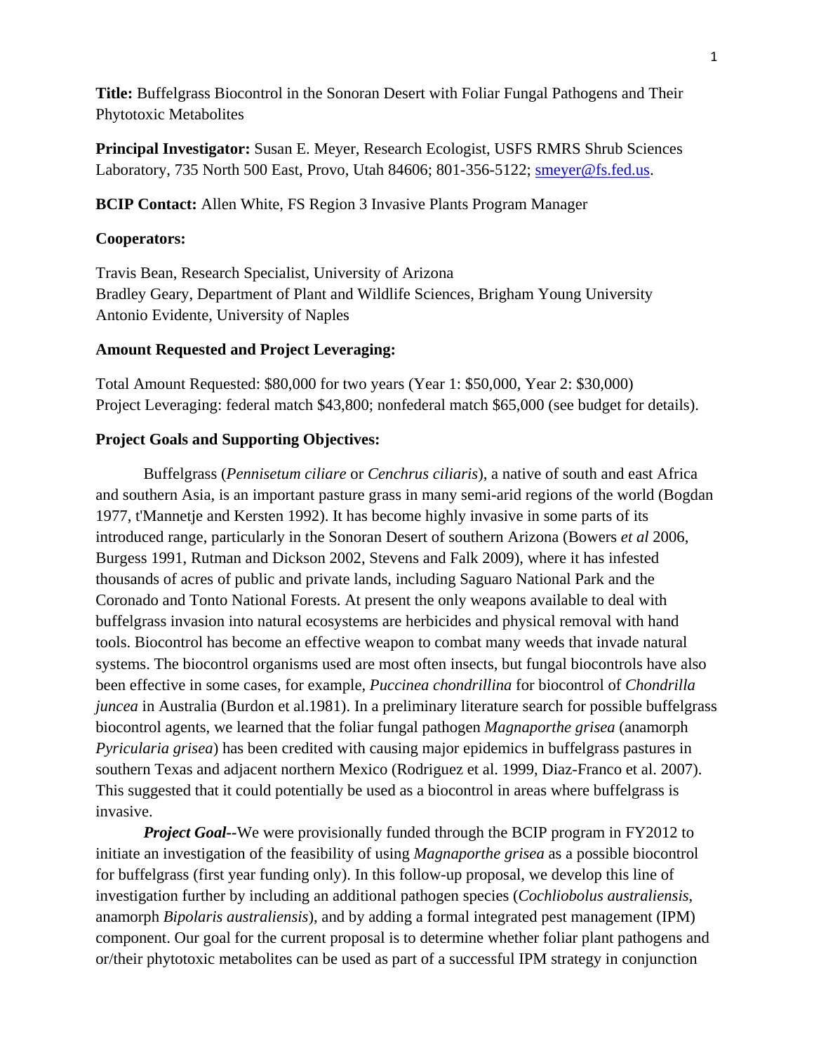**Title:** Buffelgrass Biocontrol in the Sonoran Desert with Foliar Fungal Pathogens and Their Phytotoxic Metabolites

**Principal Investigator:** Susan E. Meyer, Research Ecologist, USFS RMRS Shrub Sciences Laboratory, 735 North 500 East, Provo, Utah 84606; 801-356-5122; smeyer@fs.fed.us.

**BCIP Contact:** Allen White, FS Region 3 Invasive Plants Program Manager

**Cooperators:**

Travis Bean, Research Specialist, University of Arizona
Bradley Geary, Department of Plant and Wildlife Sciences, Brigham Young University
Antonio Evidente, University of Naples

**Amount Requested and Project Leveraging:**

Total Amount Requested: $80,000 for two years (Year 1: $50,000, Year 2: $30,000)
Project Leveraging: federal match $43,800; nonfederal match $65,000 (see budget for details).

**Project Goals and Supporting Objectives:**

Buffelgrass (*Pennisetum ciliare* or *Cenchrus ciliaris*), a native of south and east Africa and southern Asia, is an important pasture grass in many semi-arid regions of the world (Bogdan 1977, t'Mannetje and Kersten 1992). It has become highly invasive in some parts of its introduced range, particularly in the Sonoran Desert of southern Arizona (Bowers *et al* 2006, Burgess 1991, Rutman and Dickson 2002, Stevens and Falk 2009), where it has infested thousands of acres of public and private lands, including Saguaro National Park and the Coronado and Tonto National Forests. At present the only weapons available to deal with buffelgrass invasion into natural ecosystems are herbicides and physical removal with hand tools. Biocontrol has become an effective weapon to combat many weeds that invade natural systems. The biocontrol organisms used are most often insects, but fungal biocontrols have also been effective in some cases, for example, *Puccinea chondrillina* for biocontrol of *Chondrilla juncea* in Australia (Burdon et al.1981). In a preliminary literature search for possible buffelgrass biocontrol agents, we learned that the foliar fungal pathogen *Magnaporthe grisea* (anamorph *Pyricularia grisea*) has been credited with causing major epidemics in buffelgrass pastures in southern Texas and adjacent northern Mexico (Rodriguez et al. 1999, Diaz-Franco et al. 2007). This suggested that it could potentially be used as a biocontrol in areas where buffelgrass is invasive.

***Project Goal*--**We were provisionally funded through the BCIP program in FY2012 to initiate an investigation of the feasibility of using *Magnaporthe grisea* as a possible biocontrol for buffelgrass (first year funding only). In this follow-up proposal, we develop this line of investigation further by including an additional pathogen species (*Cochliobolus australiensis*, anamorph *Bipolaris australiensis*), and by adding a formal integrated pest management (IPM) component. Our goal for the current proposal is to determine whether foliar plant pathogens and or/their phytotoxic metabolites can be used as part of a successful IPM strategy in conjunction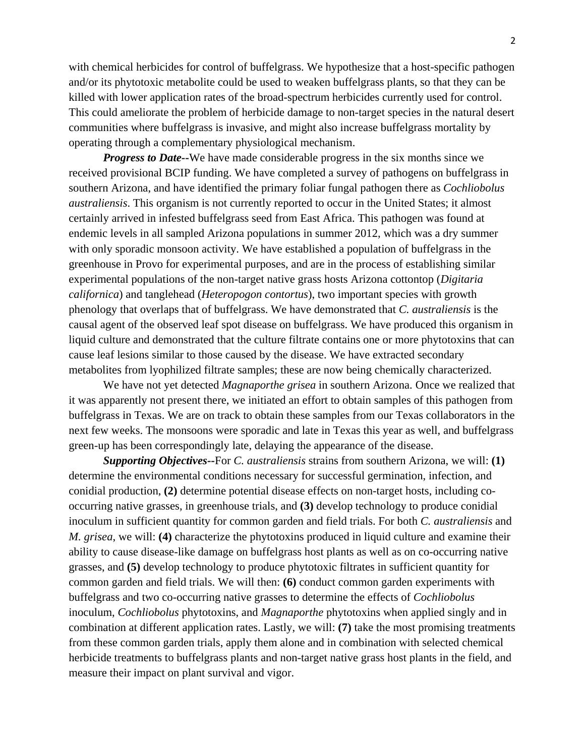with chemical herbicides for control of buffelgrass. We hypothesize that a host-specific pathogen and/or its phytotoxic metabolite could be used to weaken buffelgrass plants, so that they can be killed with lower application rates of the broad-spectrum herbicides currently used for control. This could ameliorate the problem of herbicide damage to non-target species in the natural desert communities where buffelgrass is invasive, and might also increase buffelgrass mortality by operating through a complementary physiological mechanism.

***Progress to Date--***We have made considerable progress in the six months since we received provisional BCIP funding. We have completed a survey of pathogens on buffelgrass in southern Arizona, and have identified the primary foliar fungal pathogen there as *Cochliobolus australiensis*. This organism is not currently reported to occur in the United States; it almost certainly arrived in infested buffelgrass seed from East Africa. This pathogen was found at endemic levels in all sampled Arizona populations in summer 2012, which was a dry summer with only sporadic monsoon activity. We have established a population of buffelgrass in the greenhouse in Provo for experimental purposes, and are in the process of establishing similar experimental populations of the non-target native grass hosts Arizona cottontop (*Digitaria californica*) and tanglehead (*Heteropogon contortus*), two important species with growth phenology that overlaps that of buffelgrass. We have demonstrated that *C. australiensis* is the causal agent of the observed leaf spot disease on buffelgrass. We have produced this organism in liquid culture and demonstrated that the culture filtrate contains one or more phytotoxins that can cause leaf lesions similar to those caused by the disease. We have extracted secondary metabolites from lyophilized filtrate samples; these are now being chemically characterized.

We have not yet detected *Magnaporthe grisea* in southern Arizona. Once we realized that it was apparently not present there, we initiated an effort to obtain samples of this pathogen from buffelgrass in Texas. We are on track to obtain these samples from our Texas collaborators in the next few weeks. The monsoons were sporadic and late in Texas this year as well, and buffelgrass green-up has been correspondingly late, delaying the appearance of the disease.

***Supporting Objectives--***For *C. australiensis* strains from southern Arizona, we will: **(1)** determine the environmental conditions necessary for successful germination, infection, and conidial production, **(2)** determine potential disease effects on non-target hosts, including co-occurring native grasses, in greenhouse trials, and **(3)** develop technology to produce conidial inoculum in sufficient quantity for common garden and field trials. For both *C. australiensis* and *M. grisea*, we will: **(4)** characterize the phytotoxins produced in liquid culture and examine their ability to cause disease-like damage on buffelgrass host plants as well as on co-occurring native grasses, and **(5)** develop technology to produce phytotoxic filtrates in sufficient quantity for common garden and field trials. We will then: **(6)** conduct common garden experiments with buffelgrass and two co-occurring native grasses to determine the effects of *Cochliobolus* inoculum, *Cochliobolus* phytotoxins, and *Magnaporthe* phytotoxins when applied singly and in combination at different application rates. Lastly, we will: **(7)** take the most promising treatments from these common garden trials, apply them alone and in combination with selected chemical herbicide treatments to buffelgrass plants and non-target native grass host plants in the field, and measure their impact on plant survival and vigor.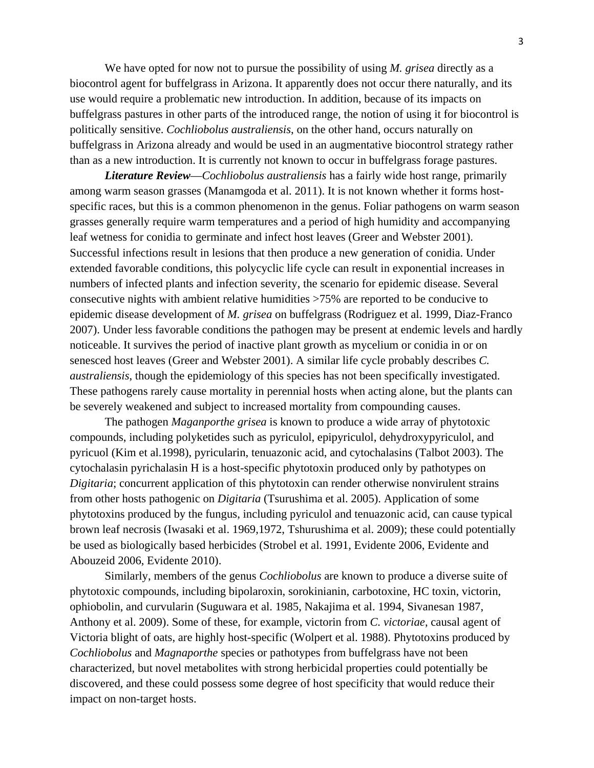We have opted for now not to pursue the possibility of using *M. grisea* directly as a biocontrol agent for buffelgrass in Arizona. It apparently does not occur there naturally, and its use would require a problematic new introduction. In addition, because of its impacts on buffelgrass pastures in other parts of the introduced range, the notion of using it for biocontrol is politically sensitive. *Cochliobolus australiensis*, on the other hand, occurs naturally on buffelgrass in Arizona already and would be used in an augmentative biocontrol strategy rather than as a new introduction. It is currently not known to occur in buffelgrass forage pastures.

***Literature Review***—*Cochliobolus australiensis* has a fairly wide host range, primarily among warm season grasses (Manamgoda et al. 2011). It is not known whether it forms host-specific races, but this is a common phenomenon in the genus. Foliar pathogens on warm season grasses generally require warm temperatures and a period of high humidity and accompanying leaf wetness for conidia to germinate and infect host leaves (Greer and Webster 2001). Successful infections result in lesions that then produce a new generation of conidia. Under extended favorable conditions, this polycyclic life cycle can result in exponential increases in numbers of infected plants and infection severity, the scenario for epidemic disease. Several consecutive nights with ambient relative humidities >75% are reported to be conducive to epidemic disease development of *M. grisea* on buffelgrass (Rodriguez et al. 1999, Diaz-Franco 2007). Under less favorable conditions the pathogen may be present at endemic levels and hardly noticeable. It survives the period of inactive plant growth as mycelium or conidia in or on senesced host leaves (Greer and Webster 2001). A similar life cycle probably describes *C. australiensis*, though the epidemiology of this species has not been specifically investigated. These pathogens rarely cause mortality in perennial hosts when acting alone, but the plants can be severely weakened and subject to increased mortality from compounding causes.

The pathogen *Maganporthe grisea* is known to produce a wide array of phytotoxic compounds, including polyketides such as pyriculol, epipyriculol, dehydroxypyriculol, and pyricuol (Kim et al.1998), pyricularin, tenuazonic acid, and cytochalasins (Talbot 2003). The cytochalasin pyrichalasin H is a host-specific phytotoxin produced only by pathotypes on *Digitaria*; concurrent application of this phytotoxin can render otherwise nonvirulent strains from other hosts pathogenic on *Digitaria* (Tsurushima et al. 2005). Application of some phytotoxins produced by the fungus, including pyriculol and tenuazonic acid, can cause typical brown leaf necrosis (Iwasaki et al. 1969,1972, Tshurushima et al. 2009); these could potentially be used as biologically based herbicides (Strobel et al. 1991, Evidente 2006, Evidente and Abouzeid 2006, Evidente 2010).

Similarly, members of the genus *Cochliobolus* are known to produce a diverse suite of phytotoxic compounds, including bipolaroxin, sorokinianin, carbotoxine, HC toxin, victorin, ophiobolin, and curvularin (Suguwara et al. 1985, Nakajima et al. 1994, Sivanesan 1987, Anthony et al. 2009). Some of these, for example, victorin from *C. victoriae*, causal agent of Victoria blight of oats, are highly host-specific (Wolpert et al. 1988). Phytotoxins produced by *Cochliobolus* and *Magnaporthe* species or pathotypes from buffelgrass have not been characterized, but novel metabolites with strong herbicidal properties could potentially be discovered, and these could possess some degree of host specificity that would reduce their impact on non-target hosts.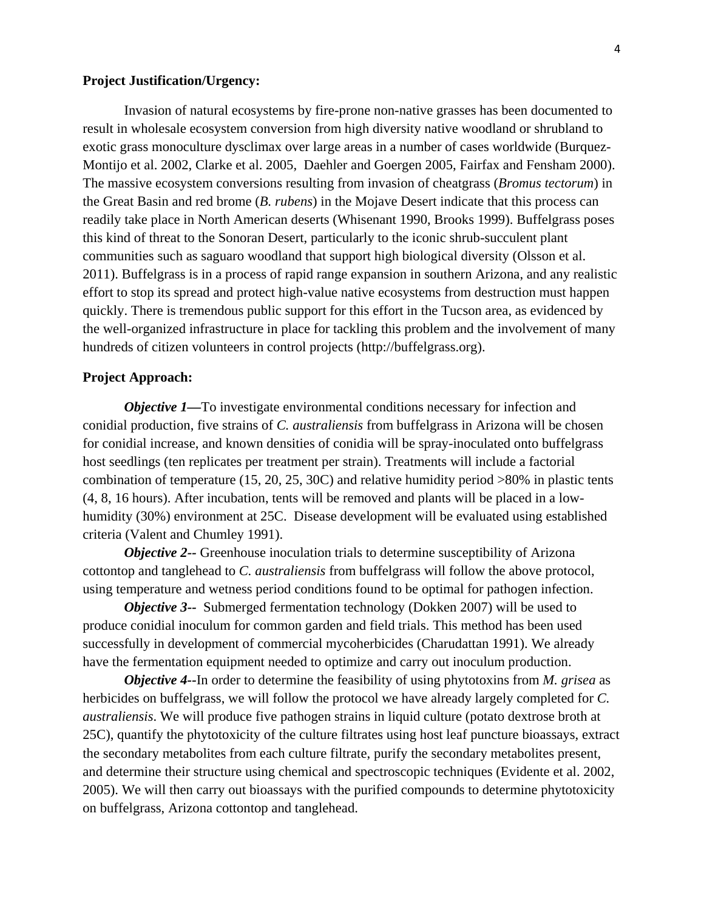**Project Justification/Urgency:**

Invasion of natural ecosystems by fire-prone non-native grasses has been documented to result in wholesale ecosystem conversion from high diversity native woodland or shrubland to exotic grass monoculture dysclimax over large areas in a number of cases worldwide (Burquez-Montijo et al. 2002, Clarke et al. 2005, Daehler and Goergen 2005, Fairfax and Fensham 2000). The massive ecosystem conversions resulting from invasion of cheatgrass (*Bromus tectorum*) in the Great Basin and red brome (*B. rubens*) in the Mojave Desert indicate that this process can readily take place in North American deserts (Whisenant 1990, Brooks 1999). Buffelgrass poses this kind of threat to the Sonoran Desert, particularly to the iconic shrub-succulent plant communities such as saguaro woodland that support high biological diversity (Olsson et al. 2011). Buffelgrass is in a process of rapid range expansion in southern Arizona, and any realistic effort to stop its spread and protect high-value native ecosystems from destruction must happen quickly. There is tremendous public support for this effort in the Tucson area, as evidenced by the well-organized infrastructure in place for tackling this problem and the involvement of many hundreds of citizen volunteers in control projects (http://buffelgrass.org).

**Project Approach:**

***Objective 1—***To investigate environmental conditions necessary for infection and conidial production, five strains of *C. australiensis* from buffelgrass in Arizona will be chosen for conidial increase, and known densities of conidia will be spray-inoculated onto buffelgrass host seedlings (ten replicates per treatment per strain). Treatments will include a factorial combination of temperature (15, 20, 25, 30C) and relative humidity period >80% in plastic tents (4, 8, 16 hours). After incubation, tents will be removed and plants will be placed in a low-humidity (30%) environment at 25C. Disease development will be evaluated using established criteria (Valent and Chumley 1991).

***Objective 2--*** Greenhouse inoculation trials to determine susceptibility of Arizona cottontop and tanglehead to *C. australiensis* from buffelgrass will follow the above protocol, using temperature and wetness period conditions found to be optimal for pathogen infection.

***Objective 3--*** Submerged fermentation technology (Dokken 2007) will be used to produce conidial inoculum for common garden and field trials. This method has been used successfully in development of commercial mycoherbicides (Charudattan 1991). We already have the fermentation equipment needed to optimize and carry out inoculum production.

***Objective 4--***In order to determine the feasibility of using phytotoxins from *M. grisea* as herbicides on buffelgrass, we will follow the protocol we have already largely completed for *C. australiensis*. We will produce five pathogen strains in liquid culture (potato dextrose broth at 25C), quantify the phytotoxicity of the culture filtrates using host leaf puncture bioassays, extract the secondary metabolites from each culture filtrate, purify the secondary metabolites present, and determine their structure using chemical and spectroscopic techniques (Evidente et al. 2002, 2005). We will then carry out bioassays with the purified compounds to determine phytotoxicity on buffelgrass, Arizona cottontop and tanglehead.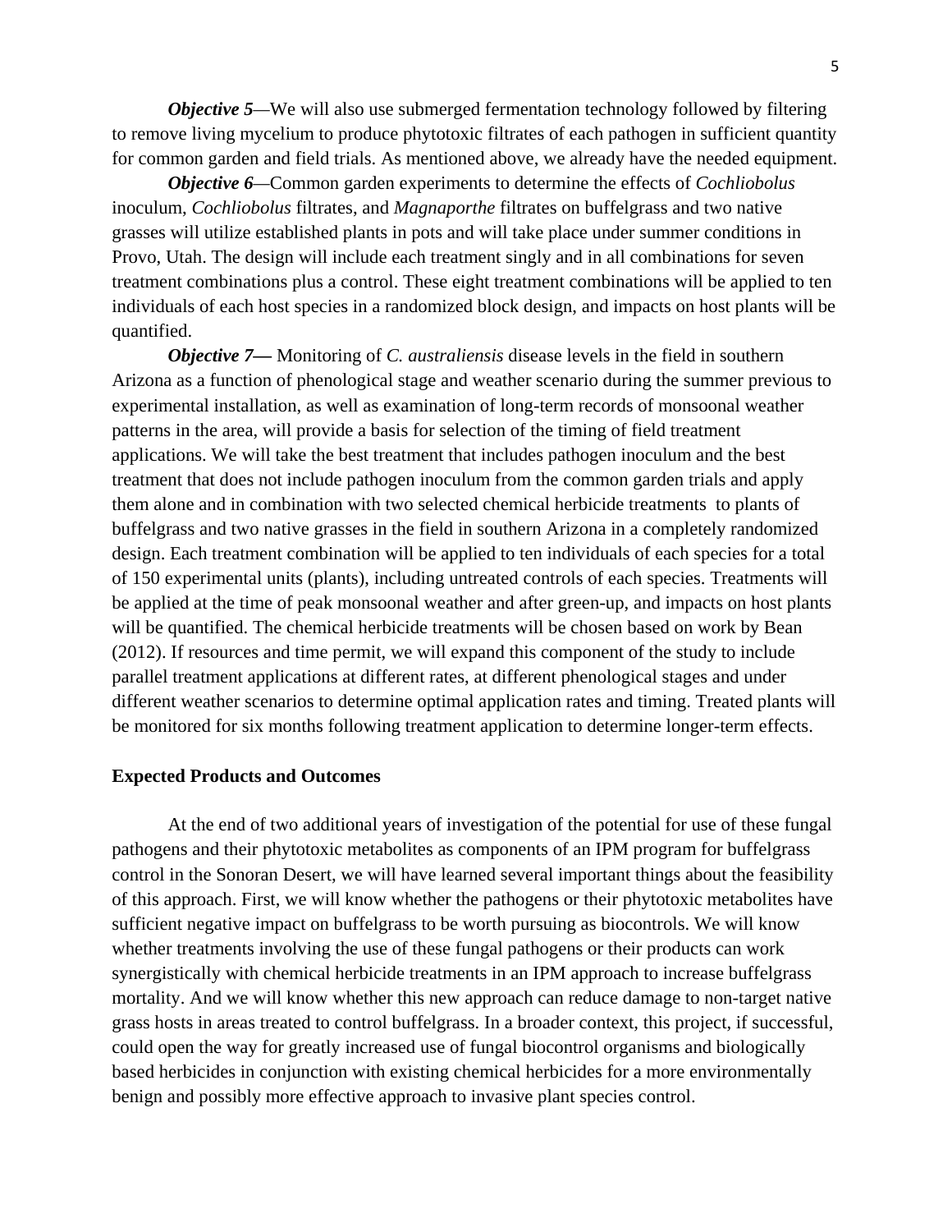***Objective 5***—We will also use submerged fermentation technology followed by filtering to remove living mycelium to produce phytotoxic filtrates of each pathogen in sufficient quantity for common garden and field trials. As mentioned above, we already have the needed equipment.

***Objective 6***—Common garden experiments to determine the effects of *Cochliobolus* inoculum, *Cochliobolus* filtrates, and *Magnaporthe* filtrates on buffelgrass and two native grasses will utilize established plants in pots and will take place under summer conditions in Provo, Utah. The design will include each treatment singly and in all combinations for seven treatment combinations plus a control. These eight treatment combinations will be applied to ten individuals of each host species in a randomized block design, and impacts on host plants will be quantified.

***Objective 7—*** Monitoring of *C. australiensis* disease levels in the field in southern Arizona as a function of phenological stage and weather scenario during the summer previous to experimental installation, as well as examination of long-term records of monsoonal weather patterns in the area, will provide a basis for selection of the timing of field treatment applications. We will take the best treatment that includes pathogen inoculum and the best treatment that does not include pathogen inoculum from the common garden trials and apply them alone and in combination with two selected chemical herbicide treatments to plants of buffelgrass and two native grasses in the field in southern Arizona in a completely randomized design. Each treatment combination will be applied to ten individuals of each species for a total of 150 experimental units (plants), including untreated controls of each species. Treatments will be applied at the time of peak monsoonal weather and after green-up, and impacts on host plants will be quantified. The chemical herbicide treatments will be chosen based on work by Bean (2012). If resources and time permit, we will expand this component of the study to include parallel treatment applications at different rates, at different phenological stages and under different weather scenarios to determine optimal application rates and timing. Treated plants will be monitored for six months following treatment application to determine longer-term effects.

**Expected Products and Outcomes**

At the end of two additional years of investigation of the potential for use of these fungal pathogens and their phytotoxic metabolites as components of an IPM program for buffelgrass control in the Sonoran Desert, we will have learned several important things about the feasibility of this approach. First, we will know whether the pathogens or their phytotoxic metabolites have sufficient negative impact on buffelgrass to be worth pursuing as biocontrols. We will know whether treatments involving the use of these fungal pathogens or their products can work synergistically with chemical herbicide treatments in an IPM approach to increase buffelgrass mortality. And we will know whether this new approach can reduce damage to non-target native grass hosts in areas treated to control buffelgrass. In a broader context, this project, if successful, could open the way for greatly increased use of fungal biocontrol organisms and biologically based herbicides in conjunction with existing chemical herbicides for a more environmentally benign and possibly more effective approach to invasive plant species control.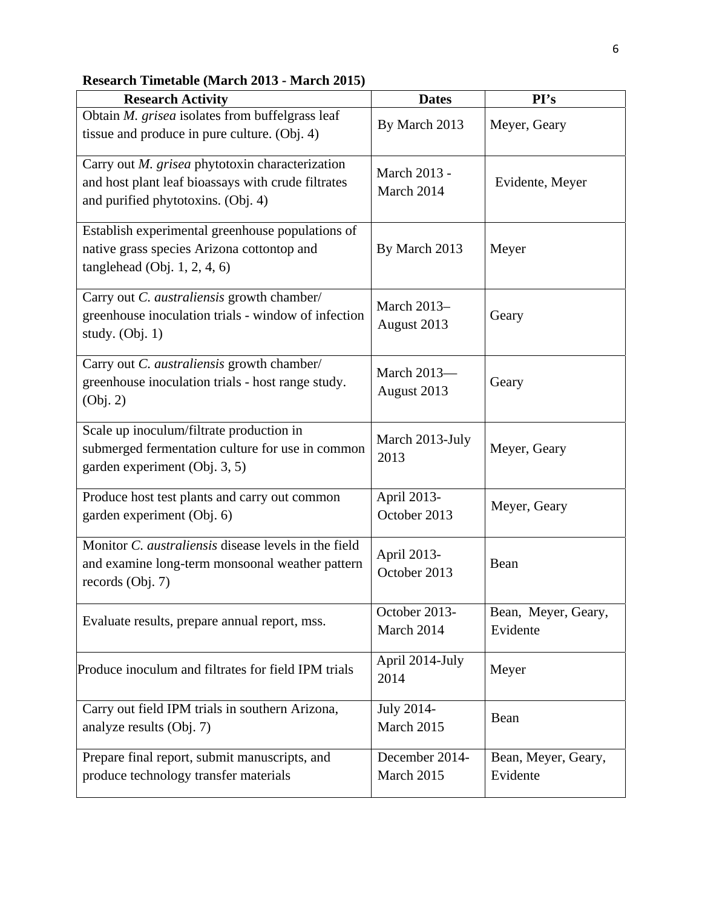**Research Timetable (March 2013 - March 2015)**

| Research Activity | Dates | PI's |
|---|---|---|
| Obtain *M. grisea* isolates from buffelgrass leaf tissue and produce in pure culture. (Obj. 4) | By March 2013 | Meyer, Geary |
| Carry out *M. grisea* phytotoxin characterization and host plant leaf bioassays with crude filtrates and purified phytotoxins. (Obj. 4) | March 2013 - March 2014 | Evidente, Meyer |
| Establish experimental greenhouse populations of native grass species Arizona cottontop and tanglehead (Obj. 1, 2, 4, 6) | By March 2013 | Meyer |
| Carry out *C. australiensis* growth chamber/ greenhouse inoculation trials - window of infection study. (Obj. 1) | March 2013– August 2013 | Geary |
| Carry out *C. australiensis* growth chamber/ greenhouse inoculation trials - host range study. (Obj. 2) | March 2013— August 2013 | Geary |
| Scale up inoculum/filtrate production in submerged fermentation culture for use in common garden experiment (Obj. 3, 5) | March 2013-July 2013 | Meyer, Geary |
| Produce host test plants and carry out common garden experiment (Obj. 6) | April 2013- October 2013 | Meyer, Geary |
| Monitor *C. australiensis* disease levels in the field and examine long-term monsoonal weather pattern records (Obj. 7) | April 2013- October 2013 | Bean |
| Evaluate results, prepare annual report, mss. | October 2013- March 2014 | Bean, Meyer, Geary, Evidente |
| Produce inoculum and filtrates for field IPM trials | April 2014-July 2014 | Meyer |
| Carry out field IPM trials in southern Arizona, analyze results (Obj. 7) | July 2014- March 2015 | Bean |
| Prepare final report, submit manuscripts, and produce technology transfer materials | December 2014- March 2015 | Bean, Meyer, Geary, Evidente |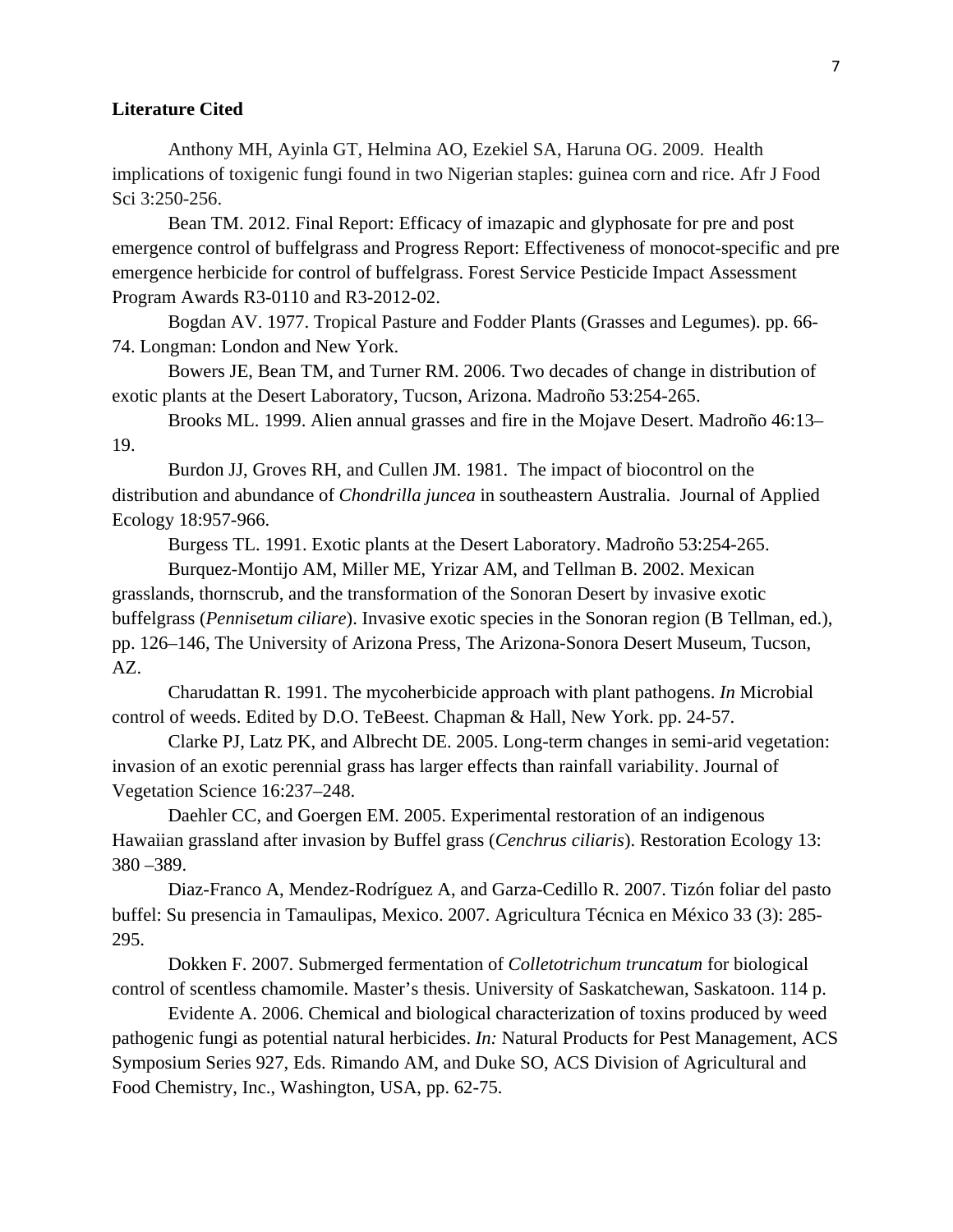**Literature Cited**

Anthony MH, Ayinla GT, Helmina AO, Ezekiel SA, Haruna OG. 2009. Health implications of toxigenic fungi found in two Nigerian staples: guinea corn and rice. Afr J Food Sci 3:250-256.

Bean TM. 2012. Final Report: Efficacy of imazapic and glyphosate for pre and post emergence control of buffelgrass and Progress Report: Effectiveness of monocot-specific and pre emergence herbicide for control of buffelgrass. Forest Service Pesticide Impact Assessment Program Awards R3-0110 and R3-2012-02.

Bogdan AV. 1977. Tropical Pasture and Fodder Plants (Grasses and Legumes). pp. 66-74. Longman: London and New York.

Bowers JE, Bean TM, and Turner RM. 2006. Two decades of change in distribution of exotic plants at the Desert Laboratory, Tucson, Arizona. Madroño 53:254-265.

Brooks ML. 1999. Alien annual grasses and fire in the Mojave Desert. Madroño 46:13–19.

Burdon JJ, Groves RH, and Cullen JM. 1981. The impact of biocontrol on the distribution and abundance of *Chondrilla juncea* in southeastern Australia. Journal of Applied Ecology 18:957-966.

Burgess TL. 1991. Exotic plants at the Desert Laboratory. Madroño 53:254-265.

Burquez-Montijo AM, Miller ME, Yrizar AM, and Tellman B. 2002. Mexican grasslands, thornscrub, and the transformation of the Sonoran Desert by invasive exotic buffelgrass (*Pennisetum ciliare*). Invasive exotic species in the Sonoran region (B Tellman, ed.), pp. 126–146, The University of Arizona Press, The Arizona-Sonora Desert Museum, Tucson, AZ.

Charudattan R. 1991. The mycoherbicide approach with plant pathogens. *In* Microbial control of weeds. Edited by D.O. TeBeest. Chapman & Hall, New York. pp. 24-57.

Clarke PJ, Latz PK, and Albrecht DE. 2005. Long-term changes in semi-arid vegetation: invasion of an exotic perennial grass has larger effects than rainfall variability. Journal of Vegetation Science 16:237–248.

Daehler CC, and Goergen EM. 2005. Experimental restoration of an indigenous Hawaiian grassland after invasion by Buffel grass (*Cenchrus ciliaris*). Restoration Ecology 13: 380 –389.

Diaz-Franco A, Mendez-Rodríguez A, and Garza-Cedillo R. 2007. Tizón foliar del pasto buffel: Su presencia in Tamaulipas, Mexico. 2007. Agricultura Técnica en México 33 (3): 285-295.

Dokken F. 2007. Submerged fermentation of *Colletotrichum truncatum* for biological control of scentless chamomile. Master's thesis. University of Saskatchewan, Saskatoon. 114 p.

Evidente A. 2006. Chemical and biological characterization of toxins produced by weed pathogenic fungi as potential natural herbicides. *In:* Natural Products for Pest Management, ACS Symposium Series 927, Eds. Rimando AM, and Duke SO, ACS Division of Agricultural and Food Chemistry, Inc., Washington, USA, pp. 62-75.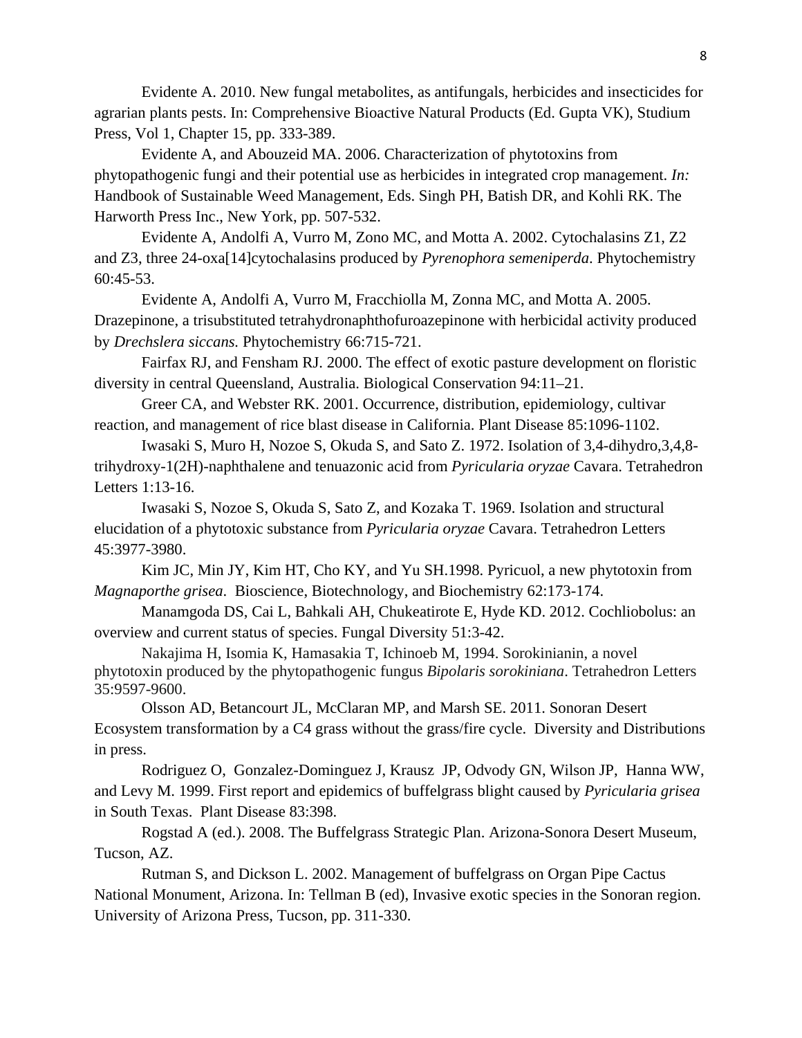Evidente A. 2010. New fungal metabolites, as antifungals, herbicides and insecticides for agrarian plants pests. In: Comprehensive Bioactive Natural Products (Ed. Gupta VK), Studium Press, Vol 1, Chapter 15, pp. 333-389.

Evidente A, and Abouzeid MA. 2006. Characterization of phytotoxins from phytopathogenic fungi and their potential use as herbicides in integrated crop management. *In:* Handbook of Sustainable Weed Management, Eds. Singh PH, Batish DR, and Kohli RK. The Harworth Press Inc., New York, pp. 507-532.

Evidente A, Andolfi A, Vurro M, Zono MC, and Motta A. 2002. Cytochalasins Z1, Z2 and Z3, three 24-oxa[14]cytochalasins produced by *Pyrenophora semeniperda*. Phytochemistry 60:45-53.

Evidente A, Andolfi A, Vurro M, Fracchiolla M, Zonna MC, and Motta A. 2005. Drazepinone, a trisubstituted tetrahydronaphthofuroazepinone with herbicidal activity produced by *Drechslera siccans.* Phytochemistry 66:715-721.

Fairfax RJ, and Fensham RJ. 2000. The effect of exotic pasture development on floristic diversity in central Queensland, Australia. Biological Conservation 94:11–21.

Greer CA, and Webster RK. 2001. Occurrence, distribution, epidemiology, cultivar reaction, and management of rice blast disease in California. Plant Disease 85:1096-1102.

Iwasaki S, Muro H, Nozoe S, Okuda S, and Sato Z. 1972. Isolation of 3,4-dihydro,3,4,8-trihydroxy-1(2H)-naphthalene and tenuazonic acid from *Pyricularia oryzae* Cavara. Tetrahedron Letters 1:13-16.

Iwasaki S, Nozoe S, Okuda S, Sato Z, and Kozaka T. 1969. Isolation and structural elucidation of a phytotoxic substance from *Pyricularia oryzae* Cavara. Tetrahedron Letters 45:3977-3980.

Kim JC, Min JY, Kim HT, Cho KY, and Yu SH.1998. Pyricuol, a new phytotoxin from *Magnaporthe grisea*. Bioscience, Biotechnology, and Biochemistry 62:173-174.

Manamgoda DS, Cai L, Bahkali AH, Chukeatirote E, Hyde KD. 2012. Cochliobolus: an overview and current status of species. Fungal Diversity 51:3-42.

Nakajima H, Isomia K, Hamasakia T, Ichinoeb M, 1994. Sorokinianin, a novel phytotoxin produced by the phytopathogenic fungus *Bipolaris sorokiniana*. Tetrahedron Letters 35:9597-9600.

Olsson AD, Betancourt JL, McClaran MP, and Marsh SE. 2011. Sonoran Desert Ecosystem transformation by a C4 grass without the grass/fire cycle. Diversity and Distributions in press.

Rodriguez O, Gonzalez-Dominguez J, Krausz JP, Odvody GN, Wilson JP, Hanna WW, and Levy M. 1999. First report and epidemics of buffelgrass blight caused by *Pyricularia grisea* in South Texas. Plant Disease 83:398.

Rogstad A (ed.). 2008. The Buffelgrass Strategic Plan. Arizona-Sonora Desert Museum, Tucson, AZ.

Rutman S, and Dickson L. 2002. Management of buffelgrass on Organ Pipe Cactus National Monument, Arizona. In: Tellman B (ed), Invasive exotic species in the Sonoran region. University of Arizona Press, Tucson, pp. 311-330.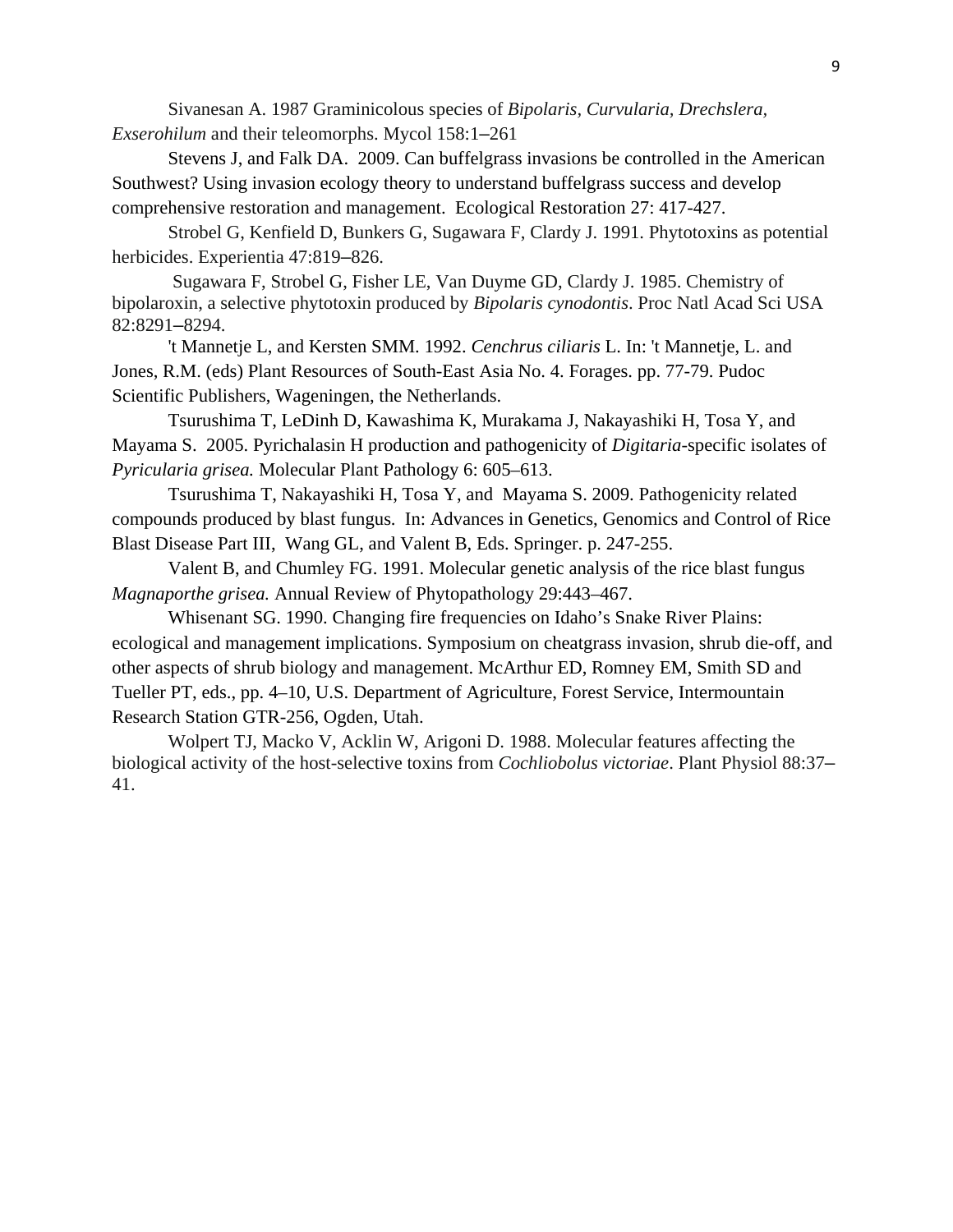Sivanesan A. 1987 Graminicolous species of *Bipolaris, Curvularia, Drechslera, Exserohilum* and their teleomorphs. Mycol 158:1–261

Stevens J, and Falk DA. 2009. Can buffelgrass invasions be controlled in the American Southwest? Using invasion ecology theory to understand buffelgrass success and develop comprehensive restoration and management. Ecological Restoration 27: 417-427.

Strobel G, Kenfield D, Bunkers G, Sugawara F, Clardy J. 1991. Phytotoxins as potential herbicides. Experientia 47:819–826.

Sugawara F, Strobel G, Fisher LE, Van Duyme GD, Clardy J. 1985. Chemistry of bipolaroxin, a selective phytotoxin produced by *Bipolaris cynodontis*. Proc Natl Acad Sci USA 82:8291–8294.

't Mannetje L, and Kersten SMM. 1992. *Cenchrus ciliaris* L. In: 't Mannetje, L. and Jones, R.M. (eds) Plant Resources of South-East Asia No. 4. Forages. pp. 77-79. Pudoc Scientific Publishers, Wageningen, the Netherlands.

Tsurushima T, LeDinh D, Kawashima K, Murakama J, Nakayashiki H, Tosa Y, and Mayama S. 2005. Pyrichalasin H production and pathogenicity of *Digitaria*-specific isolates of *Pyricularia grisea.* Molecular Plant Pathology 6: 605–613.

Tsurushima T, Nakayashiki H, Tosa Y, and Mayama S. 2009. Pathogenicity related compounds produced by blast fungus. In: Advances in Genetics, Genomics and Control of Rice Blast Disease Part III, Wang GL, and Valent B, Eds. Springer. p. 247-255.

Valent B, and Chumley FG. 1991. Molecular genetic analysis of the rice blast fungus *Magnaporthe grisea.* Annual Review of Phytopathology 29:443–467.

Whisenant SG. 1990. Changing fire frequencies on Idaho's Snake River Plains: ecological and management implications. Symposium on cheatgrass invasion, shrub die-off, and other aspects of shrub biology and management. McArthur ED, Romney EM, Smith SD and Tueller PT, eds., pp. 4–10, U.S. Department of Agriculture, Forest Service, Intermountain Research Station GTR-256, Ogden, Utah.

Wolpert TJ, Macko V, Acklin W, Arigoni D. 1988. Molecular features affecting the biological activity of the host-selective toxins from *Cochliobolus victoriae*. Plant Physiol 88:37–41.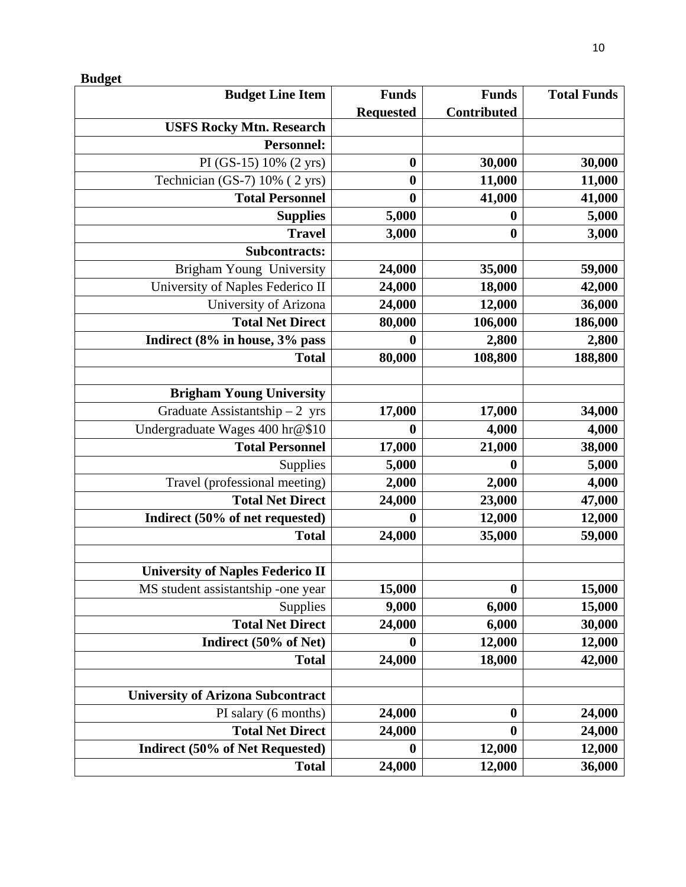**Budget**

| Budget Line Item | Funds Requested | Funds Contributed | Total Funds |
|---:|---:|---:|---:|
| **USFS Rocky Mtn. Research** | | | |
| **Personnel:** | | | |
| PI (GS-15) 10% (2 yrs) | **0** | **30,000** | **30,000** |
| Technician (GS-7) 10% ( 2 yrs) | **0** | **11,000** | **11,000** |
| **Total Personnel** | **0** | **41,000** | **41,000** |
| **Supplies** | **5,000** | **0** | **5,000** |
| **Travel** | **3,000** | **0** | **3,000** |
| **Subcontracts:** | | | |
| Brigham Young University | **24,000** | **35,000** | **59,000** |
| University of Naples Federico II | **24,000** | **18,000** | **42,000** |
| University of Arizona | **24,000** | **12,000** | **36,000** |
| **Total Net Direct** | **80,000** | **106,000** | **186,000** |
| **Indirect (8% in house, 3% pass** | **0** | **2,800** | **2,800** |
| **Total** | **80,000** | **108,800** | **188,800** |
| | | | |
| **Brigham Young University** | | | |
| Graduate Assistantship – 2 yrs | **17,000** | **17,000** | **34,000** |
| Undergraduate Wages 400 hr@$10 | **0** | **4,000** | **4,000** |
| **Total Personnel** | **17,000** | **21,000** | **38,000** |
| Supplies | **5,000** | **0** | **5,000** |
| Travel (professional meeting) | **2,000** | **2,000** | **4,000** |
| **Total Net Direct** | **24,000** | **23,000** | **47,000** |
| **Indirect (50% of net requested)** | **0** | **12,000** | **12,000** |
| **Total** | **24,000** | **35,000** | **59,000** |
| | | | |
| **University of Naples Federico II** | | | |
| MS student assistantship -one year | **15,000** | **0** | **15,000** |
| Supplies | **9,000** | **6,000** | **15,000** |
| **Total Net Direct** | **24,000** | **6,000** | **30,000** |
| **Indirect (50% of Net)** | **0** | **12,000** | **12,000** |
| **Total** | **24,000** | **18,000** | **42,000** |
| | | | |
| **University of Arizona Subcontract** | | | |
| PI salary (6 months) | **24,000** | **0** | **24,000** |
| **Total Net Direct** | **24,000** | **0** | **24,000** |
| **Indirect (50% of Net Requested)** | **0** | **12,000** | **12,000** |
| **Total** | **24,000** | **12,000** | **36,000** |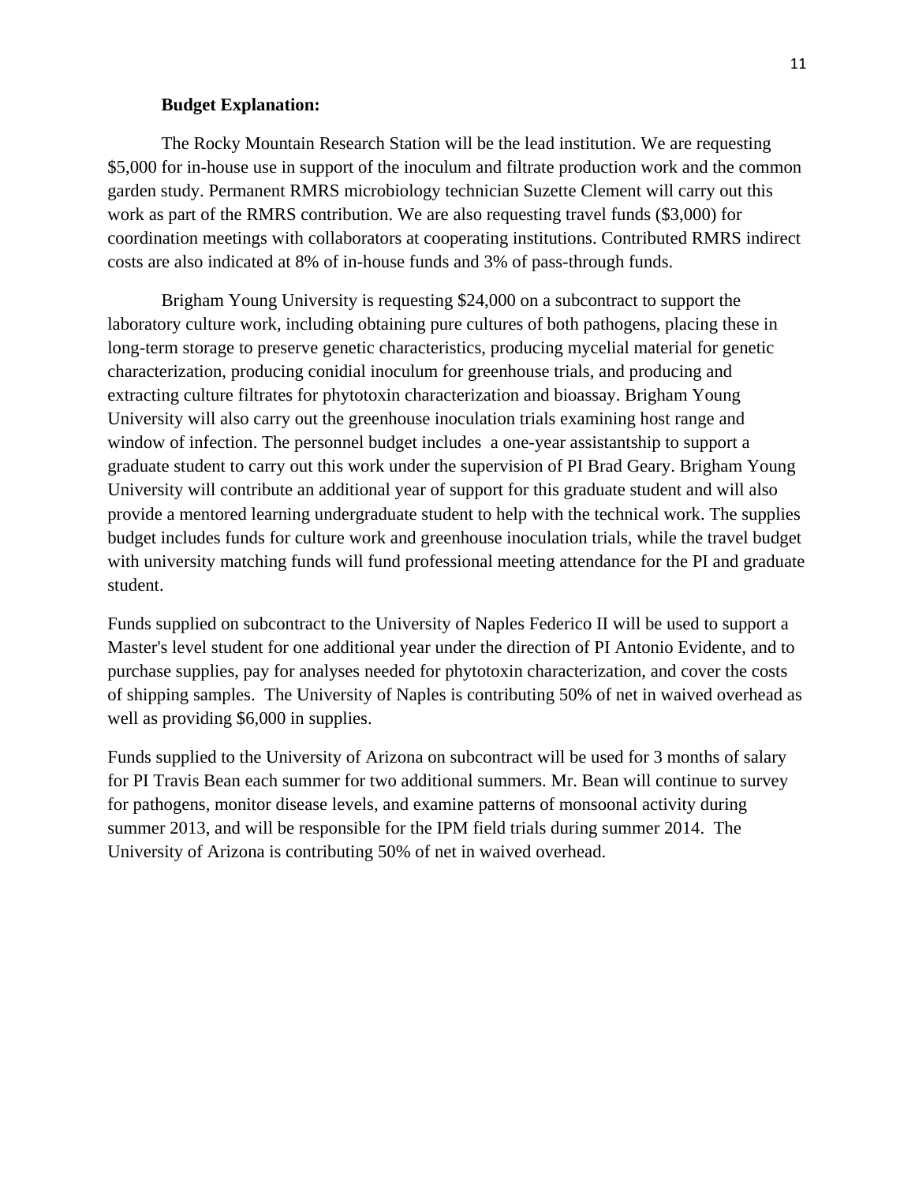**Budget Explanation:**

The Rocky Mountain Research Station will be the lead institution. We are requesting \$5,000 for in-house use in support of the inoculum and filtrate production work and the common garden study. Permanent RMRS microbiology technician Suzette Clement will carry out this work as part of the RMRS contribution. We are also requesting travel funds (\$3,000) for coordination meetings with collaborators at cooperating institutions. Contributed RMRS indirect costs are also indicated at 8% of in-house funds and 3% of pass-through funds.

Brigham Young University is requesting \$24,000 on a subcontract to support the laboratory culture work, including obtaining pure cultures of both pathogens, placing these in long-term storage to preserve genetic characteristics, producing mycelial material for genetic characterization, producing conidial inoculum for greenhouse trials, and producing and extracting culture filtrates for phytotoxin characterization and bioassay. Brigham Young University will also carry out the greenhouse inoculation trials examining host range and window of infection. The personnel budget includes a one-year assistantship to support a graduate student to carry out this work under the supervision of PI Brad Geary. Brigham Young University will contribute an additional year of support for this graduate student and will also provide a mentored learning undergraduate student to help with the technical work. The supplies budget includes funds for culture work and greenhouse inoculation trials, while the travel budget with university matching funds will fund professional meeting attendance for the PI and graduate student.

Funds supplied on subcontract to the University of Naples Federico II will be used to support a Master's level student for one additional year under the direction of PI Antonio Evidente, and to purchase supplies, pay for analyses needed for phytotoxin characterization, and cover the costs of shipping samples. The University of Naples is contributing 50% of net in waived overhead as well as providing \$6,000 in supplies.

Funds supplied to the University of Arizona on subcontract will be used for 3 months of salary for PI Travis Bean each summer for two additional summers. Mr. Bean will continue to survey for pathogens, monitor disease levels, and examine patterns of monsoonal activity during summer 2013, and will be responsible for the IPM field trials during summer 2014. The University of Arizona is contributing 50% of net in waived overhead.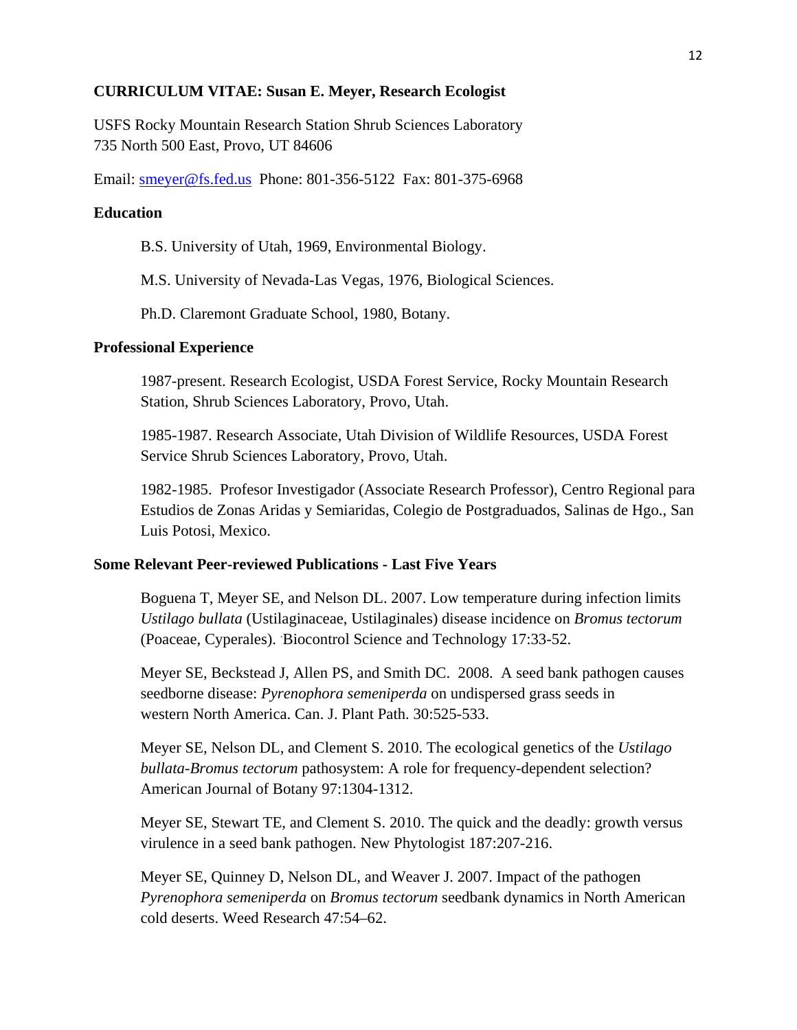**CURRICULUM VITAE: Susan E. Meyer, Research Ecologist**

USFS Rocky Mountain Research Station Shrub Sciences Laboratory
735 North 500 East, Provo, UT 84606

Email: smeyer@fs.fed.us  Phone: 801-356-5122  Fax: 801-375-6968

**Education**

B.S. University of Utah, 1969, Environmental Biology.

M.S. University of Nevada-Las Vegas, 1976, Biological Sciences.

Ph.D. Claremont Graduate School, 1980, Botany.

**Professional Experience**

1987-present. Research Ecologist, USDA Forest Service, Rocky Mountain Research Station, Shrub Sciences Laboratory, Provo, Utah.

1985-1987. Research Associate, Utah Division of Wildlife Resources, USDA Forest Service Shrub Sciences Laboratory, Provo, Utah.

1982-1985. Profesor Investigador (Associate Research Professor), Centro Regional para Estudios de Zonas Aridas y Semiaridas, Colegio de Postgraduados, Salinas de Hgo., San Luis Potosi, Mexico.

**Some Relevant Peer-reviewed Publications - Last Five Years**

Boguena T, Meyer SE, and Nelson DL. 2007. Low temperature during infection limits *Ustilago bullata* (Ustilaginaceae, Ustilaginales) disease incidence on *Bromus tectorum* (Poaceae, Cyperales). Biocontrol Science and Technology 17:33-52.

Meyer SE, Beckstead J, Allen PS, and Smith DC. 2008. A seed bank pathogen causes seedborne disease: *Pyrenophora semeniperda* on undispersed grass seeds in western North America. Can. J. Plant Path. 30:525-533.

Meyer SE, Nelson DL, and Clement S. 2010. The ecological genetics of the *Ustilago bullata-Bromus tectorum* pathosystem: A role for frequency-dependent selection? American Journal of Botany 97:1304-1312.

Meyer SE, Stewart TE, and Clement S. 2010. The quick and the deadly: growth versus virulence in a seed bank pathogen. New Phytologist 187:207-216.

Meyer SE, Quinney D, Nelson DL, and Weaver J. 2007. Impact of the pathogen *Pyrenophora semeniperda* on *Bromus tectorum* seedbank dynamics in North American cold deserts. Weed Research 47:54–62.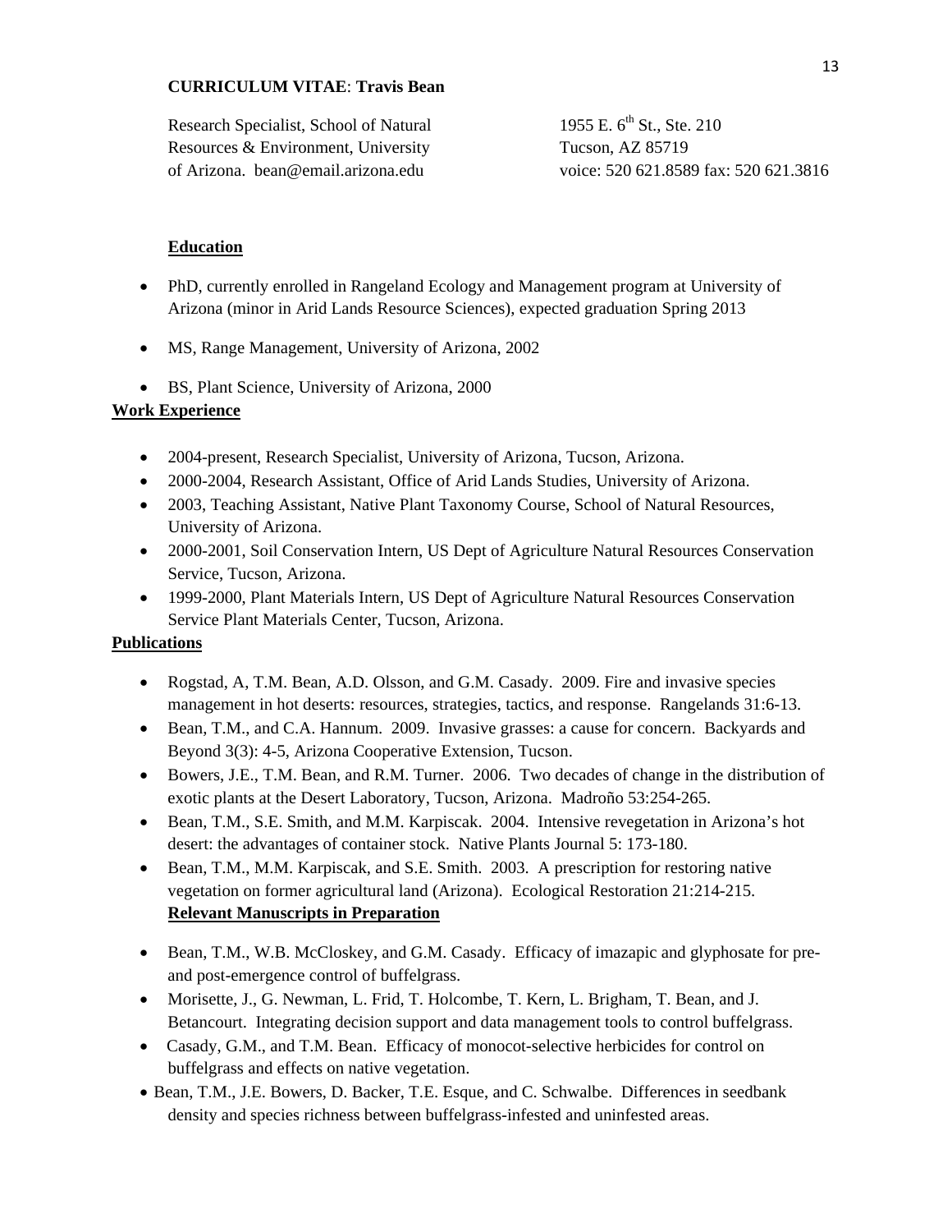**CURRICULUM VITAE**: **Travis Bean**

Research Specialist, School of Natural Resources & Environment, University of Arizona. bean@email.arizona.edu

1955 E. 6$^{th}$ St., Ste. 210
Tucson, AZ 85719
voice: 520 621.8589 fax: 520 621.3816

**Education**

- PhD, currently enrolled in Rangeland Ecology and Management program at University of Arizona (minor in Arid Lands Resource Sciences), expected graduation Spring 2013
- MS, Range Management, University of Arizona, 2002
- BS, Plant Science, University of Arizona, 2000

**Work Experience**

- 2004-present, Research Specialist, University of Arizona, Tucson, Arizona.
- 2000-2004, Research Assistant, Office of Arid Lands Studies, University of Arizona.
- 2003, Teaching Assistant, Native Plant Taxonomy Course, School of Natural Resources, University of Arizona.
- 2000-2001, Soil Conservation Intern, US Dept of Agriculture Natural Resources Conservation Service, Tucson, Arizona.
- 1999-2000, Plant Materials Intern, US Dept of Agriculture Natural Resources Conservation Service Plant Materials Center, Tucson, Arizona.

**Publications**

- Rogstad, A, T.M. Bean, A.D. Olsson, and G.M. Casady. 2009. Fire and invasive species management in hot deserts: resources, strategies, tactics, and response. Rangelands 31:6-13.
- Bean, T.M., and C.A. Hannum. 2009. Invasive grasses: a cause for concern. Backyards and Beyond 3(3): 4-5, Arizona Cooperative Extension, Tucson.
- Bowers, J.E., T.M. Bean, and R.M. Turner. 2006. Two decades of change in the distribution of exotic plants at the Desert Laboratory, Tucson, Arizona. Madroño 53:254-265.
- Bean, T.M., S.E. Smith, and M.M. Karpiscak. 2004. Intensive revegetation in Arizona's hot desert: the advantages of container stock. Native Plants Journal 5: 173-180.
- Bean, T.M., M.M. Karpiscak, and S.E. Smith. 2003. A prescription for restoring native vegetation on former agricultural land (Arizona). Ecological Restoration 21:214-215.

**Relevant Manuscripts in Preparation**

- Bean, T.M., W.B. McCloskey, and G.M. Casady. Efficacy of imazapic and glyphosate for pre- and post-emergence control of buffelgrass.
- Morisette, J., G. Newman, L. Frid, T. Holcombe, T. Kern, L. Brigham, T. Bean, and J. Betancourt. Integrating decision support and data management tools to control buffelgrass.
- Casady, G.M., and T.M. Bean. Efficacy of monocot-selective herbicides for control on buffelgrass and effects on native vegetation.
- Bean, T.M., J.E. Bowers, D. Backer, T.E. Esque, and C. Schwalbe. Differences in seedbank density and species richness between buffelgrass-infested and uninfested areas.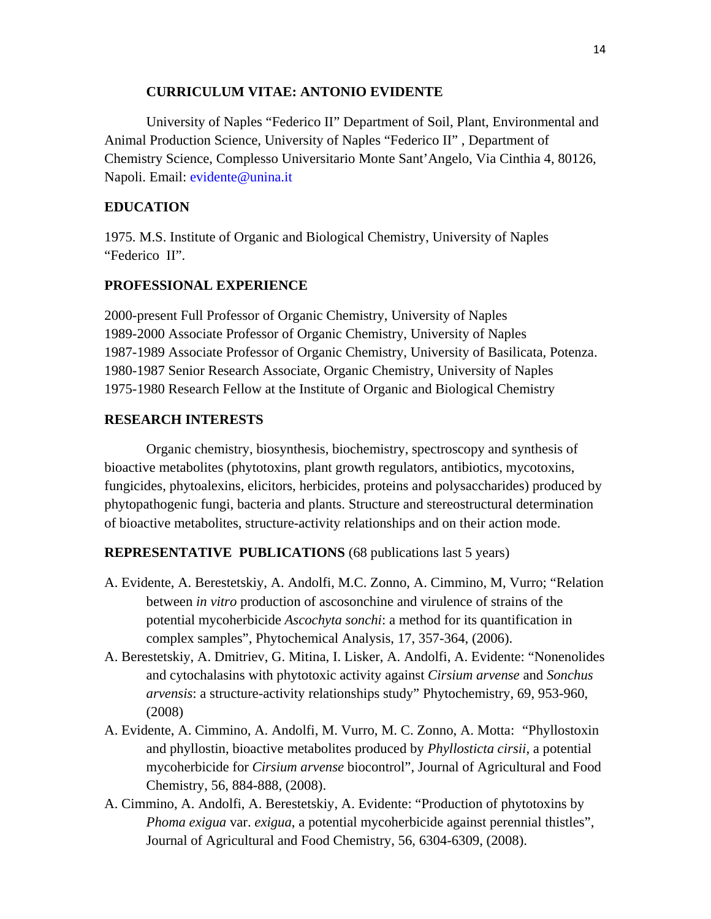## CURRICULUM VITAE: ANTONIO EVIDENTE

University of Naples "Federico II" Department of Soil, Plant, Environmental and Animal Production Science, University of Naples "Federico II" , Department of Chemistry Science, Complesso Universitario Monte Sant'Angelo, Via Cinthia 4, 80126, Napoli. Email: evidente@unina.it

### EDUCATION

1975. M.S. Institute of Organic and Biological Chemistry, University of Naples "Federico II".

### PROFESSIONAL EXPERIENCE

2000-present Full Professor of Organic Chemistry, University of Naples
1989-2000 Associate Professor of Organic Chemistry, University of Naples
1987-1989 Associate Professor of Organic Chemistry, University of Basilicata, Potenza.
1980-1987 Senior Research Associate, Organic Chemistry, University of Naples
1975-1980 Research Fellow at the Institute of Organic and Biological Chemistry

### RESEARCH INTERESTS

Organic chemistry, biosynthesis, biochemistry, spectroscopy and synthesis of bioactive metabolites (phytotoxins, plant growth regulators, antibiotics, mycotoxins, fungicides, phytoalexins, elicitors, herbicides, proteins and polysaccharides) produced by phytopathogenic fungi, bacteria and plants. Structure and stereostructural determination of bioactive metabolites, structure-activity relationships and on their action mode.

### REPRESENTATIVE PUBLICATIONS (68 publications last 5 years)

- A. Evidente, A. Berestetskiy, A. Andolfi, M.C. Zonno, A. Cimmino, M, Vurro; "Relation between *in vitro* production of ascosonchine and virulence of strains of the potential mycoherbicide *Ascochyta sonchi*: a method for its quantification in complex samples", Phytochemical Analysis, 17, 357-364, (2006).
- A. Berestetskiy, A. Dmitriev, G. Mitina, I. Lisker, A. Andolfi, A. Evidente: "Nonenolides and cytochalasins with phytotoxic activity against *Cirsium arvense* and *Sonchus arvensis*: a structure-activity relationships study" Phytochemistry, 69, 953-960, (2008)
- A. Evidente, A. Cimmino, A. Andolfi, M. Vurro, M. C. Zonno, A. Motta: "Phyllostoxin and phyllostin, bioactive metabolites produced by *Phyllosticta cirsii*, a potential mycoherbicide for *Cirsium arvense* biocontrol", Journal of Agricultural and Food Chemistry, 56, 884-888, (2008).
- A. Cimmino, A. Andolfi, A. Berestetskiy, A. Evidente: "Production of phytotoxins by *Phoma exigua* var. *exigua*, a potential mycoherbicide against perennial thistles", Journal of Agricultural and Food Chemistry, 56, 6304-6309, (2008).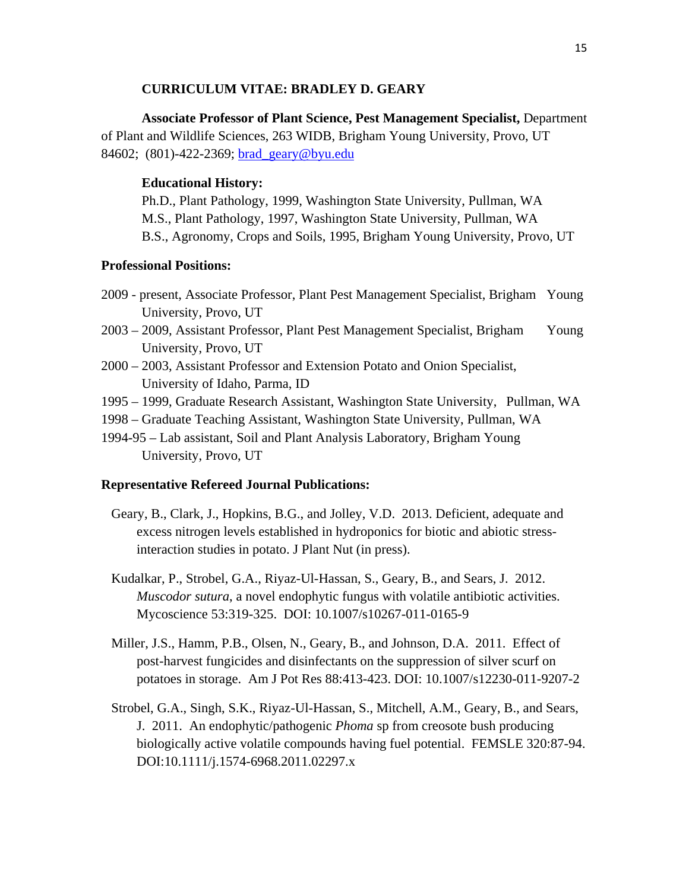# CURRICULUM VITAE: BRADLEY D. GEARY

**Associate Professor of Plant Science, Pest Management Specialist,** Department of Plant and Wildlife Sciences, 263 WIDB, Brigham Young University, Provo, UT 84602; (801)-422-2369; brad_geary@byu.edu

**Educational History:**

Ph.D., Plant Pathology, 1999, Washington State University, Pullman, WA
M.S., Plant Pathology, 1997, Washington State University, Pullman, WA
B.S., Agronomy, Crops and Soils, 1995, Brigham Young University, Provo, UT

## Professional Positions:

2009 - present, Associate Professor, Plant Pest Management Specialist, Brigham Young University, Provo, UT
2003 – 2009, Assistant Professor, Plant Pest Management Specialist, Brigham Young University, Provo, UT
2000 – 2003, Assistant Professor and Extension Potato and Onion Specialist, University of Idaho, Parma, ID
1995 – 1999, Graduate Research Assistant, Washington State University, Pullman, WA
1998 – Graduate Teaching Assistant, Washington State University, Pullman, WA
1994-95 – Lab assistant, Soil and Plant Analysis Laboratory, Brigham Young University, Provo, UT

## Representative Refereed Journal Publications:

Geary, B., Clark, J., Hopkins, B.G., and Jolley, V.D. 2013. Deficient, adequate and excess nitrogen levels established in hydroponics for biotic and abiotic stress-interaction studies in potato. J Plant Nut (in press).

Kudalkar, P., Strobel, G.A., Riyaz-Ul-Hassan, S., Geary, B., and Sears, J. 2012. *Muscodor sutura*, a novel endophytic fungus with volatile antibiotic activities. Mycoscience 53:319-325. DOI: 10.1007/s10267-011-0165-9

Miller, J.S., Hamm, P.B., Olsen, N., Geary, B., and Johnson, D.A. 2011. Effect of post-harvest fungicides and disinfectants on the suppression of silver scurf on potatoes in storage. Am J Pot Res 88:413-423. DOI: 10.1007/s12230-011-9207-2

Strobel, G.A., Singh, S.K., Riyaz-Ul-Hassan, S., Mitchell, A.M., Geary, B., and Sears, J. 2011. An endophytic/pathogenic *Phoma* sp from creosote bush producing biologically active volatile compounds having fuel potential. FEMSLE 320:87-94. DOI:10.1111/j.1574-6968.2011.02297.x